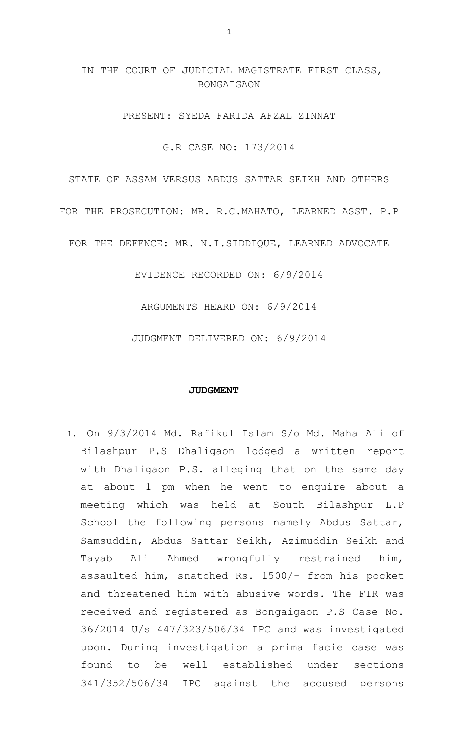IN THE COURT OF JUDICIAL MAGISTRATE FIRST CLASS, BONGAIGAON

PRESENT: SYEDA FARIDA AFZAL ZINNAT

G.R CASE NO: 173/2014

STATE OF ASSAM VERSUS ABDUS SATTAR SEIKH AND OTHERS

FOR THE PROSECUTION: MR. R.C.MAHATO, LEARNED ASST. P.P

FOR THE DEFENCE: MR. N.I.SIDDIQUE, LEARNED ADVOCATE

EVIDENCE RECORDED ON: 6/9/2014

ARGUMENTS HEARD ON: 6/9/2014

JUDGMENT DELIVERED ON: 6/9/2014

## JUDGMENT

1. On 9/3/2014 Md. Rafikul Islam S/o Md. Maha Ali of Bilashpur P.S Dhaligaon lodged a written report with Dhaligaon P.S. alleging that on the same day at about 1 pm when he went to enquire about a meeting which was held at South Bilashpur L.P School the following persons namely Abdus Sattar, Samsuddin, Abdus Sattar Seikh, Azimuddin Seikh and Tayab Ali Ahmed wrongfully restrained him, assaulted him, snatched Rs. 1500/- from his pocket and threatened him with abusive words. The FIR was received and registered as Bongaigaon P.S Case No. 36/2014 U/s 447/323/506/34 IPC and was investigated upon. During investigation a prima facie case was found to be well established under sections 341/352/506/34 IPC against the accused persons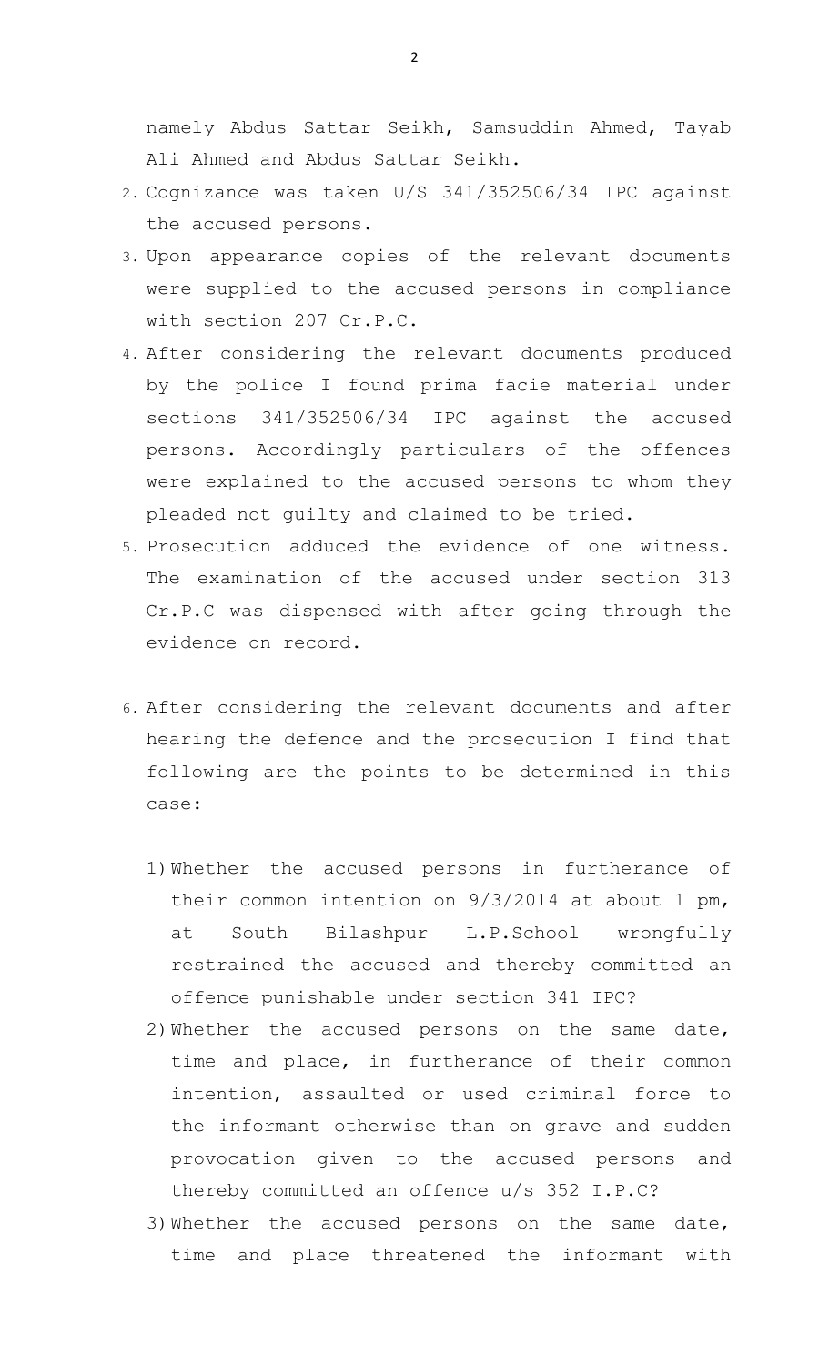namely Abdus Sattar Seikh, Samsuddin Ahmed, Tayab Ali Ahmed and Abdus Sattar Seikh.

2. Cognizance was taken U/S 341/352506/34 IPC against the accused persons.
3. Upon appearance copies of the relevant documents were supplied to the accused persons in compliance with section 207 Cr.P.C.
4. After considering the relevant documents produced by the police I found prima facie material under sections 341/352506/34 IPC against the accused persons. Accordingly particulars of the offences were explained to the accused persons to whom they pleaded not guilty and claimed to be tried.
5. Prosecution adduced the evidence of one witness. The examination of the accused under section 313 Cr.P.C was dispensed with after going through the evidence on record.
6. After considering the relevant documents and after hearing the defence and the prosecution I find that following are the points to be determined in this case:

   1) Whether the accused persons in furtherance of their common intention on 9/3/2014 at about 1 pm, at South Bilashpur L.P.School wrongfully restrained the accused and thereby committed an offence punishable under section 341 IPC?
   2) Whether the accused persons on the same date, time and place, in furtherance of their common intention, assaulted or used criminal force to the informant otherwise than on grave and sudden provocation given to the accused persons and thereby committed an offence u/s 352 I.P.C?
   3) Whether the accused persons on the same date, time and place threatened the informant with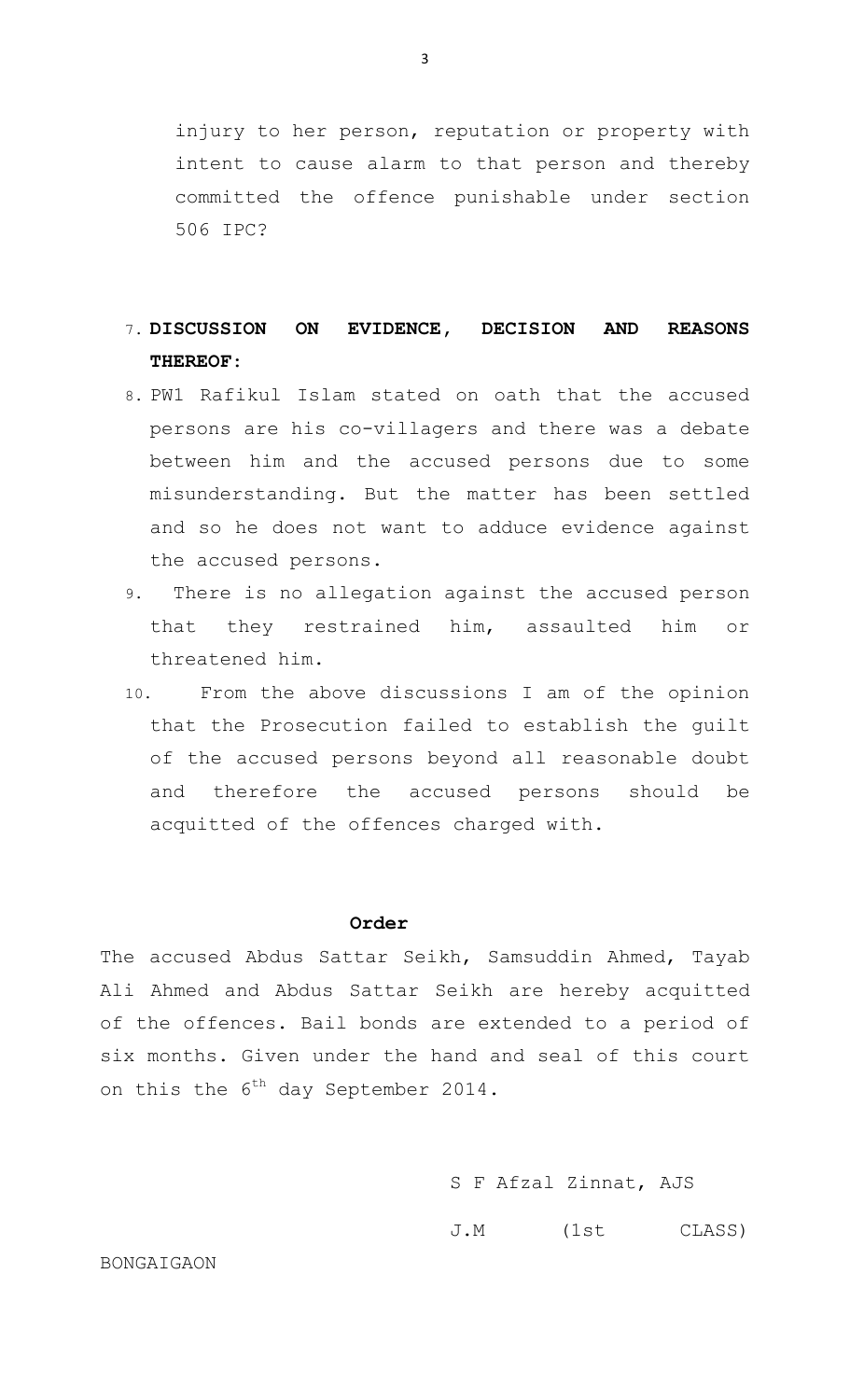injury to her person, reputation or property with intent to cause alarm to that person and thereby committed the offence punishable under section 506 IPC?

7. **DISCUSSION ON EVIDENCE, DECISION AND REASONS THEREOF:**

8. PW1 Rafikul Islam stated on oath that the accused persons are his co-villagers and there was a debate between him and the accused persons due to some misunderstanding. But the matter has been settled and so he does not want to adduce evidence against the accused persons.

9. There is no allegation against the accused person that they restrained him, assaulted him or threatened him.

10. From the above discussions I am of the opinion that the Prosecution failed to establish the guilt of the accused persons beyond all reasonable doubt and therefore the accused persons should be acquitted of the offences charged with.

**Order**

The accused Abdus Sattar Seikh, Samsuddin Ahmed, Tayab Ali Ahmed and Abdus Sattar Seikh are hereby acquitted of the offences. Bail bonds are extended to a period of six months. Given under the hand and seal of this court on this the 6th day September 2014.

S F Afzal Zinnat, AJS

J.M (1st CLASS)

BONGAIGAON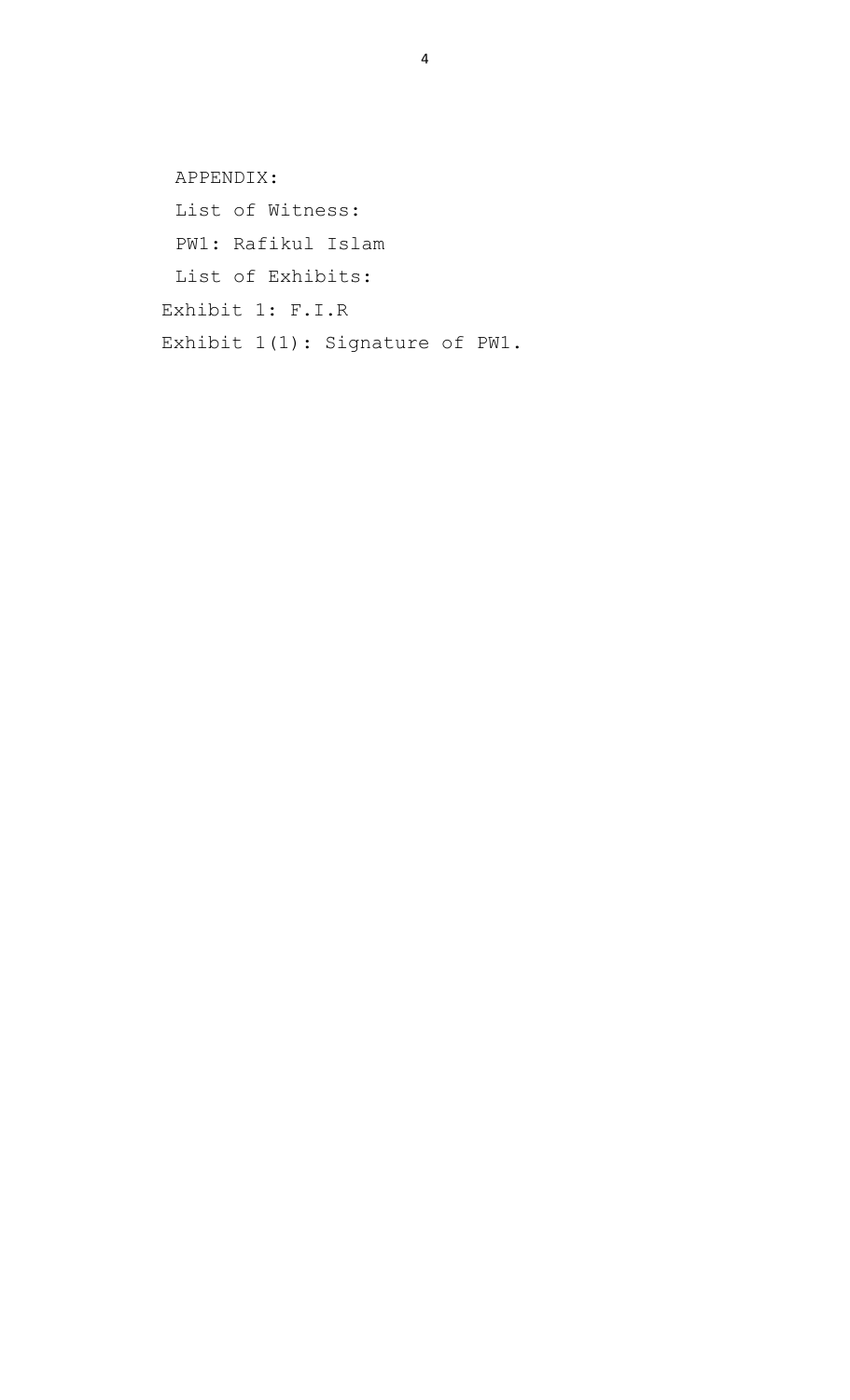APPENDIX:

List of Witness:

PW1: Rafikul Islam

List of Exhibits:

Exhibit 1: F.I.R

Exhibit 1(1): Signature of PW1.